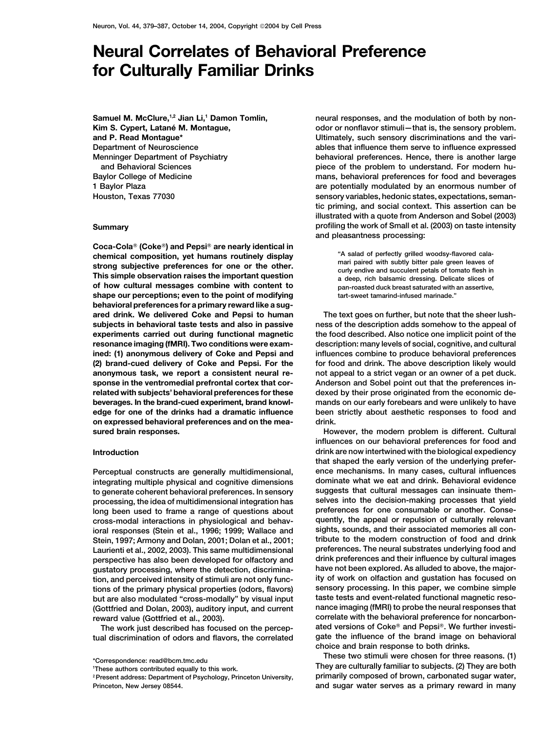# Neural Correlates of Behavioral Preference for Culturally Familiar Drinks

**Samuel M. McClure,[1,2] Jian Li,[1] Damon Tomlin, Kim S. Cypert, Latané M. Montague, and P. Read Montague***
Department of Neuroscience
Menninger Department of Psychiatry and Behavioral Sciences
Baylor College of Medicine
1 Baylor Plaza
Houston, Texas 77030

## Summary

**Coca-Cola® (Coke®) and Pepsi® are nearly identical in chemical composition, yet humans routinely display strong subjective preferences for one or the other. This simple observation raises the important question of how cultural messages combine with content to shape our perceptions; even to the point of modifying behavioral preferences for a primary reward like a sugared drink. We delivered Coke and Pepsi to human subjects in behavioral taste tests and also in passive experiments carried out during functional magnetic resonance imaging (fMRI). Two conditions were examined: (1) anonymous delivery of Coke and Pepsi and (2) brand-cued delivery of Coke and Pepsi. For the anonymous task, we report a consistent neural response in the ventromedial prefrontal cortex that correlated with subjects' behavioral preferences for these beverages. In the brand-cued experiment, brand knowledge for one of the drinks had a dramatic influence on expressed behavioral preferences and on the measured brain responses.**

## Introduction

Perceptual constructs are generally multidimensional, integrating multiple physical and cognitive dimensions to generate coherent behavioral preferences. In sensory processing, the idea of multidimensional integration has long been used to frame a range of questions about cross-modal interactions in physiological and behavioral responses (Stein et al., 1996; 1999; Wallace and Stein, 1997; Armony and Dolan, 2001; Dolan et al., 2001; Laurienti et al., 2002, 2003). This same multidimensional perspective has also been developed for olfactory and gustatory processing, where the detection, discrimination, and perceived intensity of stimuli are not only functions of the primary physical properties (odors, flavors) but are also modulated "cross-modally" by visual input (Gottfried and Dolan, 2003), auditory input, and current reward value (Gottfried et al., 2003).

The work just described has focused on the perceptual discrimination of odors and flavors, the correlated neural responses, and the modulation of both by nonodor or nonflavor stimuli—that is, the sensory problem. Ultimately, such sensory discriminations and the variables that influence them serve to influence expressed behavioral preferences. Hence, there is another large piece of the problem to understand. For modern humans, behavioral preferences for food and beverages are potentially modulated by an enormous number of sensory variables, hedonic states, expectations, semantic priming, and social context. This assertion can be illustrated with a quote from Anderson and Sobel (2003) profiling the work of Small et al. (2003) on taste intensity and pleasantness processing:

> "A salad of perfectly grilled woodsy-flavored calamari paired with subtly bitter pale green leaves of curly endive and succulent petals of tomato flesh in a deep, rich balsamic dressing. Delicate slices of pan-roasted duck breast saturated with an assertive, tart-sweet tamarind-infused marinade."

The text goes on further, but note that the sheer lushness of the description adds somehow to the appeal of the food described. Also notice one implicit point of the description: many levels of social, cognitive, and cultural influences combine to produce behavioral preferences for food and drink. The above description likely would not appeal to a strict vegan or an owner of a pet duck. Anderson and Sobel point out that the preferences indexed by their prose originated from the economic demands on our early forebears and were unlikely to have been strictly about aesthetic responses to food and drink.

However, the modern problem is different. Cultural influences on our behavioral preferences for food and drink are now intertwined with the biological expediency that shaped the early version of the underlying preference mechanisms. In many cases, cultural influences dominate what we eat and drink. Behavioral evidence suggests that cultural messages can insinuate themselves into the decision-making processes that yield preferences for one consumable or another. Consequently, the appeal or repulsion of culturally relevant sights, sounds, and their associated memories all contribute to the modern construction of food and drink preferences. The neural substrates underlying food and drink preferences and their influence by cultural images have not been explored. As alluded to above, the majority of work on olfaction and gustation has focused on sensory processing. In this paper, we combine simple taste tests and event-related functional magnetic resonance imaging (fMRI) to probe the neural responses that correlate with the behavioral preference for noncarbonated versions of Coke® and Pepsi®. We further investigate the influence of the brand image on behavioral choice and brain response to both drinks.

These two stimuli were chosen for three reasons. (1) They are culturally familiar to subjects. (2) They are both primarily composed of brown, carbonated sugar water, and sugar water serves as a primary reward in many

*Correspondence: read@bcm.tmc.edu
[1]These authors contributed equally to this work.
[2]Present address: Department of Psychology, Princeton University, Princeton, New Jersey 08544.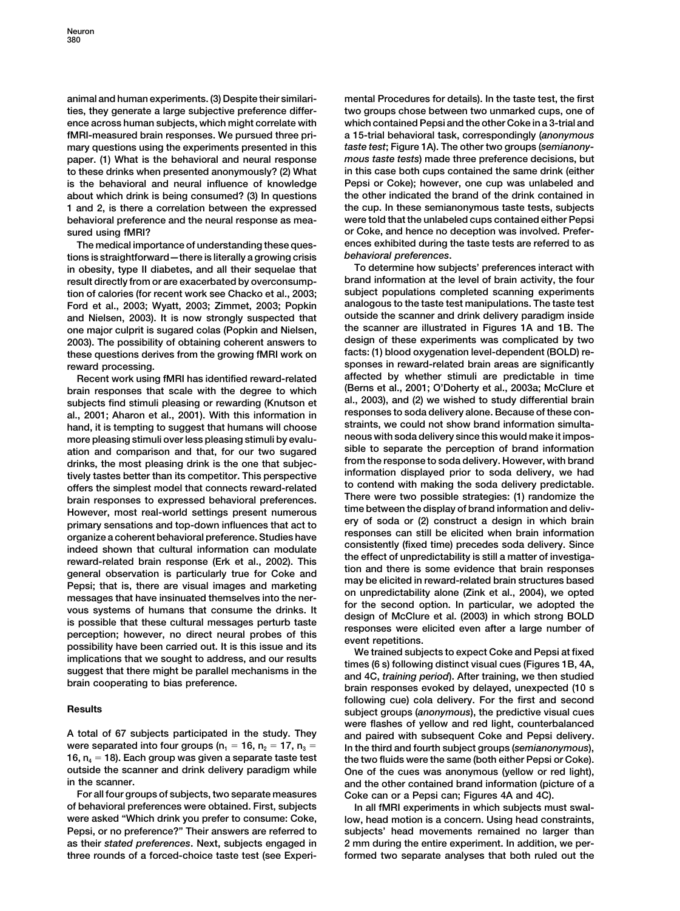animal and human experiments. (3) Despite their similarities, they generate a large subjective preference difference across human subjects, which might correlate with fMRI-measured brain responses. We pursued three primary questions using the experiments presented in this paper. (1) What is the behavioral and neural response to these drinks when presented anonymously? (2) What is the behavioral and neural influence of knowledge about which drink is being consumed? (3) In questions 1 and 2, is there a correlation between the expressed behavioral preference and the neural response as measured using fMRI?

The medical importance of understanding these questions is straightforward—there is literally a growing crisis in obesity, type II diabetes, and all their sequelae that result directly from or are exacerbated by overconsumption of calories (for recent work see Chacko et al., 2003; Ford et al., 2003; Wyatt, 2003; Zimmet, 2003; Popkin and Nielsen, 2003). It is now strongly suspected that one major culprit is sugared colas (Popkin and Nielsen, 2003). The possibility of obtaining coherent answers to these questions derives from the growing fMRI work on reward processing.

Recent work using fMRI has identified reward-related brain responses that scale with the degree to which subjects find stimuli pleasing or rewarding (Knutson et al., 2001; Aharon et al., 2001). With this information in hand, it is tempting to suggest that humans will choose more pleasing stimuli over less pleasing stimuli by evaluation and comparison and that, for our two sugared drinks, the most pleasing drink is the one that subjectively tastes better than its competitor. This perspective offers the simplest model that connects reward-related brain responses to expressed behavioral preferences. However, most real-world settings present numerous primary sensations and top-down influences that act to organize a coherent behavioral preference. Studies have indeed shown that cultural information can modulate reward-related brain response (Erk et al., 2002). This general observation is particularly true for Coke and Pepsi; that is, there are visual images and marketing messages that have insinuated themselves into the nervous systems of humans that consume the drinks. It is possible that these cultural messages perturb taste perception; however, no direct neural probes of this possibility have been carried out. It is this issue and its implications that we sought to address, and our results suggest that there might be parallel mechanisms in the brain cooperating to bias preference.

## Results

A total of 67 subjects participated in the study. They were separated into four groups ($n_1 = 16$, $n_2 = 17$, $n_3 = 16$, $n_4 = 18$). Each group was given a separate taste test outside the scanner and drink delivery paradigm while in the scanner.

For all four groups of subjects, two separate measures of behavioral preferences were obtained. First, subjects were asked "Which drink you prefer to consume: Coke, Pepsi, or no preference?" Their answers are referred to as their *stated preferences*. Next, subjects engaged in three rounds of a forced-choice taste test (see Experimental Procedures for details). In the taste test, the first two groups chose between two unmarked cups, one of which contained Pepsi and the other Coke in a 3-trial and a 15-trial behavioral task, correspondingly (*anonymous taste test*; Figure 1A). The other two groups (*semianonymous taste tests*) made three preference decisions, but in this case both cups contained the same drink (either Pepsi or Coke); however, one cup was unlabeled and the other indicated the brand of the drink contained in the cup. In these semianonymous taste tests, subjects were told that the unlabeled cups contained either Pepsi or Coke, and hence no deception was involved. Preferences exhibited during the taste tests are referred to as *behavioral preferences*.

To determine how subjects' preferences interact with brand information at the level of brain activity, the four subject populations completed scanning experiments analogous to the taste test manipulations. The taste test outside the scanner and drink delivery paradigm inside the scanner are illustrated in Figures 1A and 1B. The design of these experiments was complicated by two facts: (1) blood oxygenation level-dependent (BOLD) responses in reward-related brain areas are significantly affected by whether stimuli are predictable in time (Berns et al., 2001; O'Doherty et al., 2003a; McClure et al., 2003), and (2) we wished to study differential brain responses to soda delivery alone. Because of these constraints, we could not show brand information simultaneous with soda delivery since this would make it impossible to separate the perception of brand information from the response to soda delivery. However, with brand information displayed prior to soda delivery, we had to contend with making the soda delivery predictable. There were two possible strategies: (1) randomize the time between the display of brand information and delivery of soda or (2) construct a design in which brain responses can still be elicited when brain information consistently (fixed time) precedes soda delivery. Since the effect of unpredictability is still a matter of investigation and there is some evidence that brain responses may be elicited in reward-related brain structures based on unpredictability alone (Zink et al., 2004), we opted for the second option. In particular, we adopted the design of McClure et al. (2003) in which strong BOLD responses were elicited even after a large number of event repetitions.

We trained subjects to expect Coke and Pepsi at fixed times (6 s) following distinct visual cues (Figures 1B, 4A, and 4C, *training period*). After training, we then studied brain responses evoked by delayed, unexpected (10 s following cue) cola delivery. For the first and second subject groups (*anonymous*), the predictive visual cues were flashes of yellow and red light, counterbalanced and paired with subsequent Coke and Pepsi delivery. In the third and fourth subject groups (*semianonymous*), the two fluids were the same (both either Pepsi or Coke). One of the cues was anonymous (yellow or red light), and the other contained brand information (picture of a Coke can or a Pepsi can; Figures 4A and 4C).

In all fMRI experiments in which subjects must swallow, head motion is a concern. Using head constraints, subjects' head movements remained no larger than 2 mm during the entire experiment. In addition, we performed two separate analyses that both ruled out the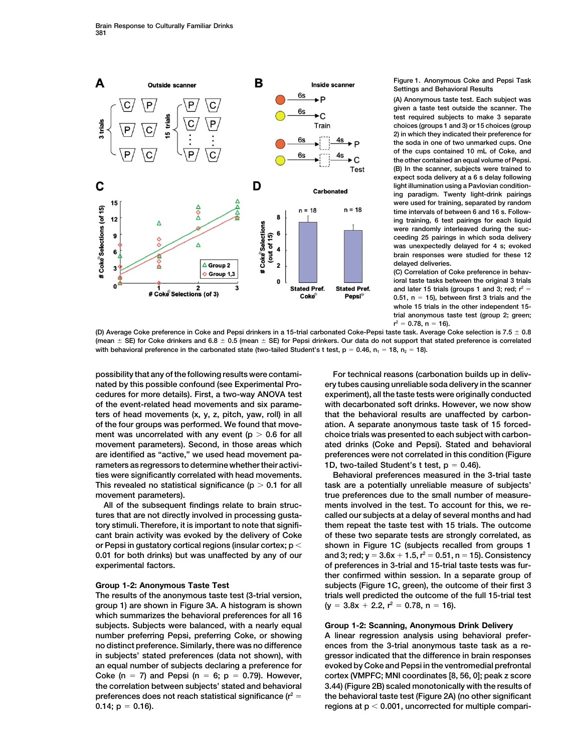Figure 1. Anonymous Coke and Pepsi Task Settings and Behavioral Results

(A) Anonymous taste test. Each subject was given a taste test outside the scanner. The test required subjects to make 3 separate choices (groups 1 and 3) or 15 choices (group 2) in which they indicated their preference for the soda in one of two unmarked cups. One of the cups contained 10 mL of Coke, and the other contained an equal volume of Pepsi.

(B) In the scanner, subjects were trained to expect soda delivery at a 6 s delay following light illumination using a Pavlovian conditioning paradigm. Twenty light-drink pairings were used for training, separated by random time intervals of between 6 and 16 s. Following training, 6 test pairings for each liquid were randomly interleaved during the succeeding 25 pairings in which soda delivery was unexpectedly delayed for 4 s; evoked brain responses were studied for these 12 delayed deliveries.

(C) Correlation of Coke preference in behavioral taste tasks between the original 3 trials and later 15 trials (groups 1 and 3; red; $r^2 = 0.51$, $n = 15$), between first 3 trials and the whole 15 trials in the other independent 15-trial anonymous taste test (group 2; green; $r^2 = 0.78$, $n = 16$).

(D) Average Coke preference in Coke and Pepsi drinkers in a 15-trial carbonated Coke-Pepsi taste task. Average Coke selection is $7.5 \pm 0.8$ (mean $\pm$ SE) for Coke drinkers and $6.8 \pm 0.5$ (mean $\pm$ SE) for Pepsi drinkers. Our data do not support that stated preference is correlated with behavioral preference in the carbonated state (two-tailed Student's t test, $p = 0.46$, $n_1 = 18$, $n_2 = 18$).

possibility that any of the following results were contaminated by this possible confound (see Experimental Procedures for more details). First, a two-way ANOVA test of the event-related head movements and six parameters of head movements (x, y, z, pitch, yaw, roll) in all of the four groups was performed. We found that movement was uncorrelated with any event ($p > 0.6$ for all movement parameters). Second, in those areas which are identified as "active," we used head movement parameters as regressors to determine whether their activities were significantly correlated with head movements. This revealed no statistical significance ($p > 0.1$ for all movement parameters).

All of the subsequent findings relate to brain structures that are not directly involved in processing gustatory stimuli. Therefore, it is important to note that significant brain activity was evoked by the delivery of Coke or Pepsi in gustatory cortical regions (insular cortex; $p < 0.01$ for both drinks) but was unaffected by any of our experimental factors.

## Group 1-2: Anonymous Taste Test

The results of the anonymous taste test (3-trial version, group 1) are shown in Figure 3A. A histogram is shown which summarizes the behavioral preferences for all 16 subjects. Subjects were balanced, with a nearly equal number preferring Pepsi, preferring Coke, or showing no distinct preference. Similarly, there was no difference in subjects' stated preferences (data not shown), with an equal number of subjects declaring a preference for Coke ($n = 7$) and Pepsi ($n = 6$; $p = 0.79$). However, the correlation between subjects' stated and behavioral preferences does not reach statistical significance ($r^2 = 0.14$; $p = 0.16$).

For technical reasons (carbonation builds up in delivery tubes causing unreliable soda delivery in the scanner experiment), all the taste tests were originally conducted with decarbonated soft drinks. However, we now show that the behavioral results are unaffected by carbonation. A separate anonymous taste task of 15 forced-choice trials was presented to each subject with carbonated drinks (Coke and Pepsi). Stated and behavioral preferences were not correlated in this condition (Figure 1D, two-tailed Student's t test, $p = 0.46$).

Behavioral preferences measured in the 3-trial taste task are a potentially unreliable measure of subjects' true preferences due to the small number of measurements involved in the test. To account for this, we recalled our subjects at a delay of several months and had them repeat the taste test with 15 trials. The outcome of these two separate tests are strongly correlated, as shown in Figure 1C (subjects recalled from groups 1 and 3; red; $y = 3.6x + 1.5$, $r^2 = 0.51$, $n = 15$). Consistency of preferences in 3-trial and 15-trial taste tests was further confirmed within session. In a separate group of subjects (Figure 1C, green), the outcome of their first 3 trials well predicted the outcome of the full 15-trial test ($y = 3.8x + 2.2$, $r^2 = 0.78$, $n = 16$).

## Group 1-2: Scanning, Anonymous Drink Delivery

A linear regression analysis using behavioral preferences from the 3-trial anonymous taste task as a regressor indicated that the difference in brain responses evoked by Coke and Pepsi in the ventromedial prefrontal cortex (VMPFC; MNI coordinates [8, 56, 0]; peak z score 3.44) (Figure 2B) scaled monotonically with the results of the behavioral taste test (Figure 2A) (no other significant regions at $p < 0.001$, uncorrected for multiple compari-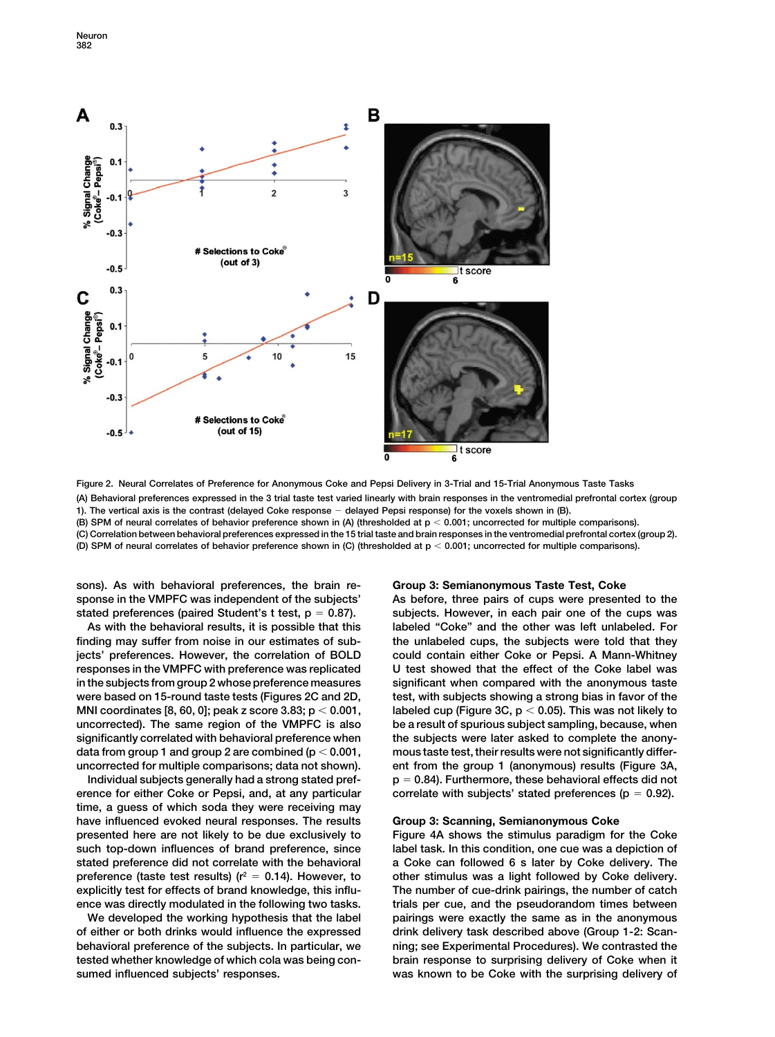Figure 2. Neural Correlates of Preference for Anonymous Coke and Pepsi Delivery in 3-Trial and 15-Trial Anonymous Taste Tasks

(A) Behavioral preferences expressed in the 3 trial taste test varied linearly with brain responses in the ventromedial prefrontal cortex (group 1). The vertical axis is the contrast (delayed Coke response − delayed Pepsi response) for the voxels shown in (B).

(B) SPM of neural correlates of behavior preference shown in (A) (thresholded at $p < 0.001$; uncorrected for multiple comparisons).

(C) Correlation between behavioral preferences expressed in the 15 trial taste and brain responses in the ventromedial prefrontal cortex (group 2).

(D) SPM of neural correlates of behavior preference shown in (C) (thresholded at $p < 0.001$; uncorrected for multiple comparisons).

sons). As with behavioral preferences, the brain response in the VMPFC was independent of the subjects' stated preferences (paired Student's t test, $p = 0.87$).

As with the behavioral results, it is possible that this finding may suffer from noise in our estimates of subjects' preferences. However, the correlation of BOLD responses in the VMPFC with preference was replicated in the subjects from group 2 whose preference measures were based on 15-round taste tests (Figures 2C and 2D, MNI coordinates [8, 60, 0]; peak z score 3.83; $p < 0.001$, uncorrected). The same region of the VMPFC is also significantly correlated with behavioral preference when data from group 1 and group 2 are combined ($p < 0.001$, uncorrected for multiple comparisons; data not shown).

Individual subjects generally had a strong stated preference for either Coke or Pepsi, and, at any particular time, a guess of which soda they were receiving may have influenced evoked neural responses. The results presented here are not likely to be due exclusively to such top-down influences of brand preference, since stated preference did not correlate with the behavioral preference (taste test results) ($r^2 = 0.14$). However, to explicitly test for effects of brand knowledge, this influence was directly modulated in the following two tasks.

We developed the working hypothesis that the label of either or both drinks would influence the expressed behavioral preference of the subjects. In particular, we tested whether knowledge of which cola was being consumed influenced subjects' responses.

### Group 3: Semianonymous Taste Test, Coke

As before, three pairs of cups were presented to the subjects. However, in each pair one of the cups was labeled "Coke" and the other was left unlabeled. For the unlabeled cups, the subjects were told that they could contain either Coke or Pepsi. A Mann-Whitney U test showed that the effect of the Coke label was significant when compared with the anonymous taste test, with subjects showing a strong bias in favor of the labeled cup (Figure 3C, $p < 0.05$). This was not likely to be a result of spurious subject sampling, because, when the subjects were later asked to complete the anonymous taste test, their results were not significantly different from the group 1 (anonymous) results (Figure 3A, $p = 0.84$). Furthermore, these behavioral effects did not correlate with subjects' stated preferences ($p = 0.92$).

### Group 3: Scanning, Semianonymous Coke

Figure 4A shows the stimulus paradigm for the Coke label task. In this condition, one cue was a depiction of a Coke can followed 6 s later by Coke delivery. The other stimulus was a light followed by Coke delivery. The number of cue-drink pairings, the number of catch trials per cue, and the pseudorandom times between pairings were exactly the same as in the anonymous drink delivery task described above (Group 1-2: Scanning; see Experimental Procedures). We contrasted the brain response to surprising delivery of Coke when it was known to be Coke with the surprising delivery of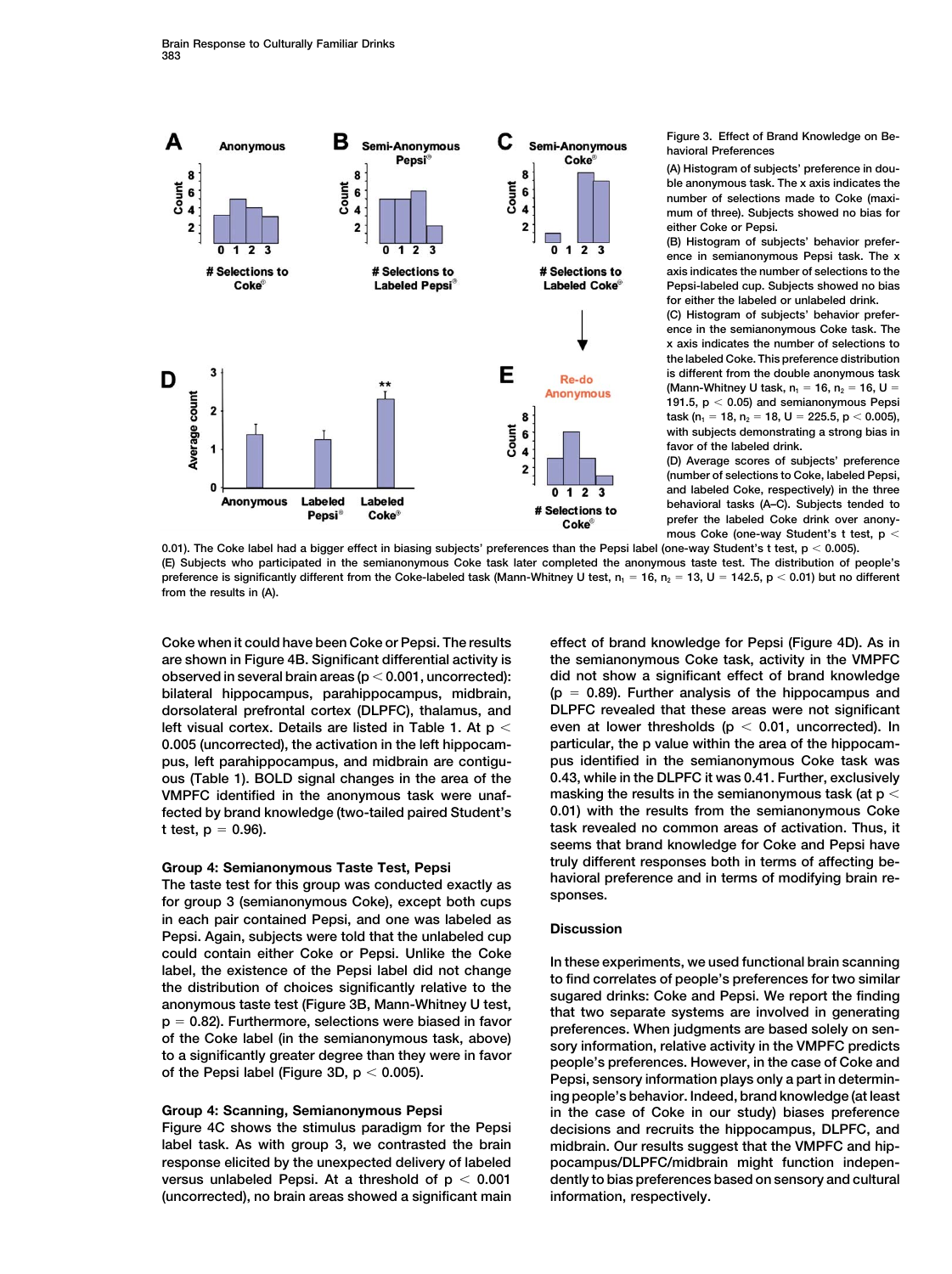Figure 3. Effect of Brand Knowledge on Behavioral Preferences

(A) Histogram of subjects' preference in double anonymous task. The x axis indicates the number of selections made to Coke (maximum of three). Subjects showed no bias for either Coke or Pepsi.

(B) Histogram of subjects' behavior preference in semianonymous Pepsi task. The x axis indicates the number of selections to the Pepsi-labeled cup. Subjects showed no bias for either the labeled or unlabeled drink.

(C) Histogram of subjects' behavior preference in the semianonymous Coke task. The x axis indicates the number of selections to the labeled Coke. This preference distribution is different from the double anonymous task (Mann-Whitney U task, $n_1 = 16$, $n_2 = 16$, $U = 191.5$, $p < 0.05$) and semianonymous Pepsi task ($n_1 = 18$, $n_2 = 18$, $U = 225.5$, $p < 0.005$), with subjects demonstrating a strong bias in favor of the labeled drink.

(D) Average scores of subjects' preference (number of selections to Coke, labeled Pepsi, and labeled Coke, respectively) in the three behavioral tasks (A–C). Subjects tended to prefer the labeled Coke drink over anonymous Coke (one-way Student's t test, $p < 0.01$). The Coke label had a bigger effect in biasing subjects' preferences than the Pepsi label (one-way Student's t test, $p < 0.005$).

(E) Subjects who participated in the semianonymous Coke task later completed the anonymous taste test. The distribution of people's preference is significantly different from the Coke-labeled task (Mann-Whitney U test, $n_1 = 16$, $n_2 = 13$, $U = 142.5$, $p < 0.01$) but no different from the results in (A).

Coke when it could have been Coke or Pepsi. The results are shown in Figure 4B. Significant differential activity is observed in several brain areas ($p < 0.001$, uncorrected): bilateral hippocampus, parahippocampus, midbrain, dorsolateral prefrontal cortex (DLPFC), thalamus, and left visual cortex. Details are listed in Table 1. At $p < 0.005$ (uncorrected), the activation in the left hippocampus, left parahippocampus, and midbrain are contiguous (Table 1). BOLD signal changes in the area of the VMPFC identified in the anonymous task were unaffected by brand knowledge (two-tailed paired Student's t test, $p = 0.96$).

### Group 4: Semianonymous Taste Test, Pepsi

The taste test for this group was conducted exactly as for group 3 (semianonymous Coke), except both cups in each pair contained Pepsi, and one was labeled as Pepsi. Again, subjects were told that the labeled cup could contain either Coke or Pepsi. Unlike the Coke label, the existence of the Pepsi label did not change the distribution of choices significantly relative to the anonymous taste test (Figure 3B, Mann-Whitney U test, $p = 0.82$). Furthermore, selections were biased in favor of the Coke label (in the semianonymous task, above) to a significantly greater degree than they were in favor of the Pepsi label (Figure 3D, $p < 0.005$).

### Group 4: Scanning, Semianonymous Pepsi

Figure 4C shows the stimulus paradigm for the Pepsi label task. As with group 3, we contrasted the brain response elicited by the unexpected delivery of labeled versus unlabeled Pepsi. At a threshold of $p < 0.001$ (uncorrected), no brain areas showed a significant main effect of brand knowledge for Pepsi (Figure 4D). As in the semianonymous Coke task, activity in the VMPFC did not show a significant effect of brand knowledge ($p = 0.89$). Further analysis of the hippocampus and DLPFC revealed that these areas were not significant even at lower thresholds ($p < 0.01$, uncorrected). In particular, the p value within the area of the hippocampus identified in the semianonymous Coke task was 0.43, while in the DLPFC it was 0.41. Further, exclusively masking the results in the semianonymous task (at $p < 0.01$) with the results from the semianonymous Coke task revealed no common areas of activation. Thus, it seems that brand knowledge for Coke and Pepsi have truly different responses both in terms of affecting behavioral preference and in terms of modifying brain responses.

## Discussion

In these experiments, we used functional brain scanning to find correlates of people's preferences for two similar sugared drinks: Coke and Pepsi. We report the finding that two separate systems are involved in generating preferences. When judgments are based solely on sensory information, relative activity in the VMPFC predicts people's preferences. However, in the case of Coke and Pepsi, sensory information plays only a part in determining people's behavior. Indeed, brand knowledge (at least in the case of Coke in our study) biases preference decisions and recruits the hippocampus, DLPFC, and midbrain. Our results suggest that the VMPFC and hippocampus/DLPFC/midbrain might function independently to bias preferences based on sensory and cultural information, respectively.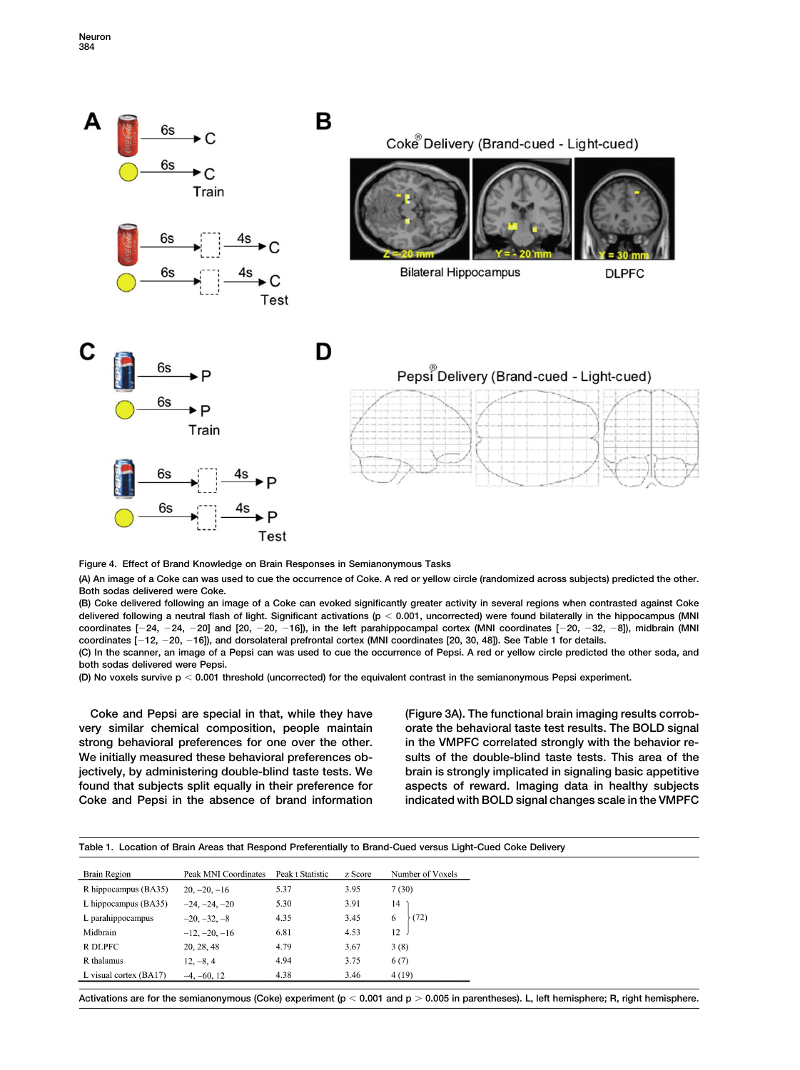Figure 4. Effect of Brand Knowledge on Brain Responses in Semianonymous Tasks

(A) An image of a Coke can was used to cue the occurrence of Coke. A red or yellow circle (randomized across subjects) predicted the other. Both sodas delivered were Coke.

(B) Coke delivered following an image of a Coke can evoked significantly greater activity in several regions when contrasted against Coke delivered following a neutral flash of light. Significant activations ($p < 0.001$, uncorrected) were found bilaterally in the hippocampus (MNI coordinates [−24, −24, −20] and [20, −20, −16]), in the left parahippocampal cortex (MNI coordinates [−20, −32, −8]), midbrain (MNI coordinates [−12, −20, −16]), and dorsolateral prefrontal cortex (MNI coordinates [20, 30, 48]). See Table 1 for details.

(C) In the scanner, an image of a Pepsi can was used to cue the occurrence of Pepsi. A red or yellow circle predicted the other soda, and both sodas delivered were Pepsi.

(D) No voxels survive $p < 0.001$ threshold (uncorrected) for the equivalent contrast in the semianonymous Pepsi experiment.

Coke and Pepsi are special in that, while they have very similar chemical composition, people maintain strong behavioral preferences for one over the other. We initially measured these behavioral preferences objectively, by administering double-blind taste tests. We found that subjects split equally in their preference for Coke and Pepsi in the absence of brand information (Figure 3A). The functional brain imaging results corroborate the behavioral taste test results. The BOLD signal in the VMPFC correlated strongly with the behavior results of the double-blind taste tests. This area of the brain is strongly implicated in signaling basic appetitive aspects of reward. Imaging data in healthy subjects indicated with BOLD signal changes scale in the VMPFC

Table 1. Location of Brain Areas that Respond Preferentially to Brand-Cued versus Light-Cued Coke Delivery

| Brain Region | Peak MNI Coordinates | Peak t Statistic | z Score | Number of Voxels |
|---|---|---|---|---|
| R hippocampus (BA35) | 20, −20, −16 | 5.37 | 3.95 | 7 (30) |
| L hippocampus (BA35) | −24, −24, −20 | 5.30 | 3.91 | 14 } (72) |
| L parahippocampus | −20, −32, −8 | 4.35 | 3.45 | 6 } (72) |
| Midbrain | −12, −20, −16 | 6.81 | 4.53 | 12 } (72) |
| R DLPFC | 20, 28, 48 | 4.79 | 3.67 | 3 (8) |
| R thalamus | 12, −8, 4 | 4.94 | 3.75 | 6 (7) |
| L visual cortex (BA17) | −4, −60, 12 | 4.38 | 3.46 | 4 (19) |

Activations are for the semianonymous (Coke) experiment ($p < 0.001$ and $p > 0.005$ in parentheses). L, left hemisphere; R, right hemisphere.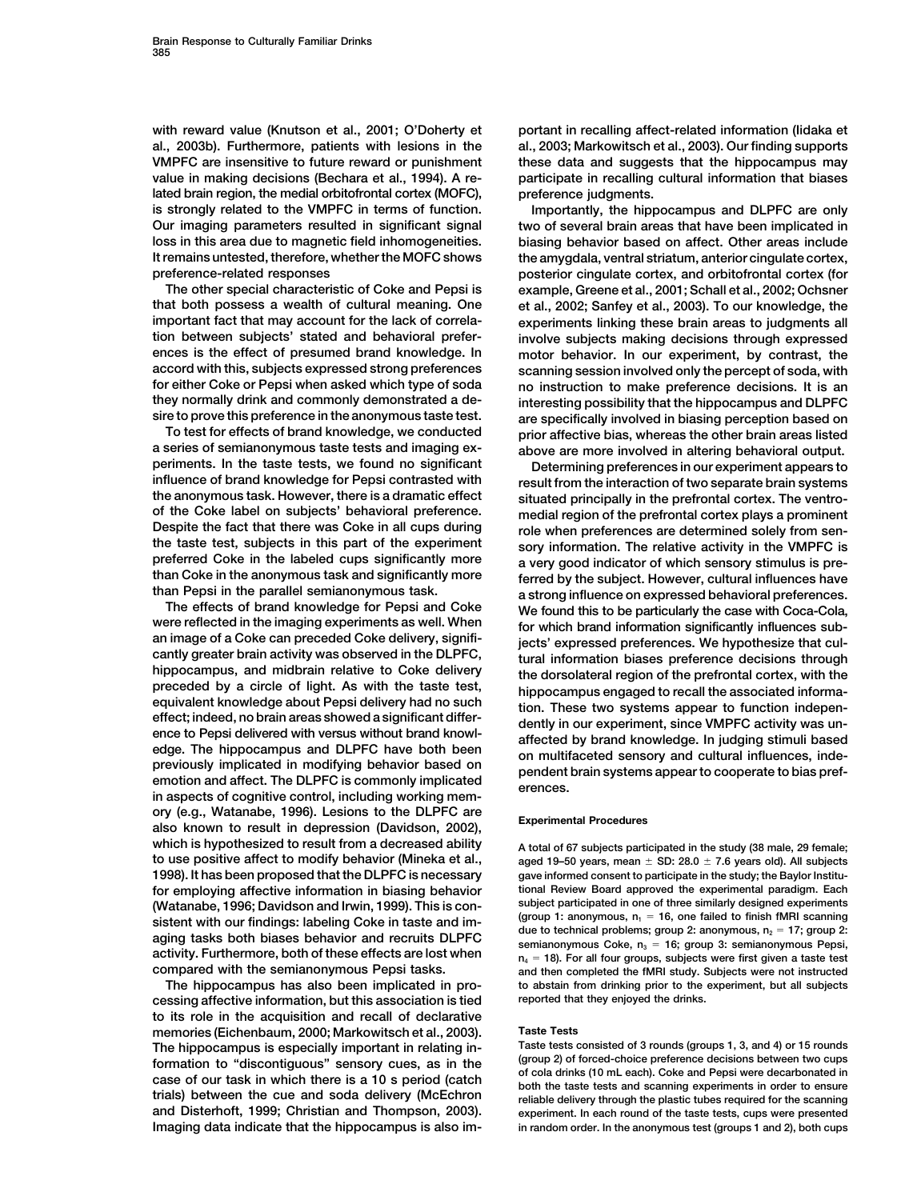with reward value (Knutson et al., 2001; O'Doherty et al., 2003b). Furthermore, patients with lesions in the VMPFC are insensitive to future reward or punishment value in making decisions (Bechara et al., 1994). A related brain region, the medial orbitofrontal cortex (MOFC), is strongly related to the VMPFC in terms of function. Our imaging parameters resulted in significant signal loss in this area due to magnetic field inhomogeneities. It remains untested, therefore, whether the MOFC shows preference-related responses

The other special characteristic of Coke and Pepsi is that both possess a wealth of cultural meaning. One important fact that may account for the lack of correlation between subjects' stated and behavioral preferences is the effect of presumed brand knowledge. In accord with this, subjects expressed strong preferences for either Coke or Pepsi when asked which type of soda they normally drink and commonly demonstrated a desire to prove this preference in the anonymous taste test.

To test for effects of brand knowledge, we conducted a series of semianonymous taste tests and imaging experiments. In the taste tests, we found no significant influence of brand knowledge for Pepsi contrasted with the anonymous task. However, there is a dramatic effect of the Coke label on subjects' behavioral preference. Despite the fact that there was Coke in all cups during the taste test, subjects in this part of the experiment preferred Coke in the labeled cups significantly more than Coke in the anonymous task and significantly more than Pepsi in the parallel semianonymous task.

The effects of brand knowledge for Pepsi and Coke were reflected in the imaging experiments as well. When an image of a Coke can preceded Coke delivery, significantly greater brain activity was observed in the DLPFC, hippocampus, and midbrain relative to Coke delivery preceded by a circle of light. As with the taste test, equivalent knowledge about Pepsi delivery had no such effect; indeed, no brain areas showed a significant difference to Pepsi delivered with versus without brand knowledge. The hippocampus and DLPFC have both been previously implicated in modifying behavior based on emotion and affect. The DLPFC is commonly implicated in aspects of cognitive control, including working memory (e.g., Watanabe, 1996). Lesions to the DLPFC are also known to result in depression (Davidson, 2002), which is hypothesized to result from a decreased ability to use positive affect to modify behavior (Mineka et al., 1998). It has been proposed that the DLPFC is necessary for employing affective information in biasing behavior (Watanabe, 1996; Davidson and Irwin, 1999). This is consistent with our findings: labeling Coke in taste and imaging tasks both biases behavior and recruits DLPFC activity. Furthermore, both of these effects are lost when compared with the semianonymous Pepsi tasks.

The hippocampus has also been implicated in processing affective information, but this association is tied to its role in the acquisition and recall of declarative memories (Eichenbaum, 2000; Markowitsch et al., 2003). The hippocampus is especially important in relating information to "discontiguous" sensory cues, as in the case of our task in which there is a 10 s period (catch trials) between the cue and soda delivery (McEchron and Disterhoft, 1999; Christian and Thompson, 2003). Imaging data indicate that the hippocampus is also important in recalling affect-related information (Iidaka et al., 2003; Markowitsch et al., 2003). Our finding supports these data and suggests that the hippocampus may participate in recalling cultural information that biases preference judgments.

Importantly, the hippocampus and DLPFC are only two of several brain areas that have been implicated in biasing behavior based on affect. Other areas include the amygdala, ventral striatum, anterior cingulate cortex, posterior cingulate cortex, and orbitofrontal cortex (for example, Greene et al., 2001; Schall et al., 2002; Ochsner et al., 2002; Sanfey et al., 2003). To our knowledge, the experiments linking these brain areas to judgments all involve subjects making decisions through expressed motor behavior. In our experiment, by contrast, the scanning session involved only the percept of soda, with no instruction to make preference decisions. It is an interesting possibility that the hippocampus and DLPFC are specifically involved in biasing perception based on prior affective bias, whereas the other brain areas listed above are more involved in altering behavioral output.

Determining preferences in our experiment appears to result from the interaction of two separate brain systems situated principally in the prefrontal cortex. The ventromedial region of the prefrontal cortex plays a prominent role when preferences are determined solely from sensory information. The relative activity in the VMPFC is a very good indicator of which sensory stimulus is preferred by the subject. However, cultural influences have a strong influence on expressed behavioral preferences. We found this to be particularly the case with Coca-Cola, for which brand information significantly influences subjects' expressed preferences. We hypothesize that cultural information biases preference decisions through the dorsolateral region of the prefrontal cortex, with the hippocampus engaged to recall the associated information. These two systems appear to function independently in our experiment, since VMPFC activity was unaffected by brand knowledge. In judging stimuli based on multifaceted sensory and cultural influences, independent brain systems appear to cooperate to bias preferences.

## Experimental Procedures

A total of 67 subjects participated in the study (38 male, 29 female; aged 19–50 years, mean ± SD: 28.0 ± 7.6 years old). All subjects gave informed consent to participate in the study; the Baylor Institutional Review Board approved the experimental paradigm. Each subject participated in one of three similarly designed experiments (group 1: anonymous, $n_1 = 16$, one failed to finish fMRI scanning due to technical problems; group 2: anonymous, $n_2 = 17$; group 2: semianonymous Coke, $n_3 = 16$; group 3: semianonymous Pepsi, $n_4 = 18$). For all four groups, subjects were first given a taste test and then completed the fMRI study. Subjects were not instructed to abstain from drinking prior to the experiment, but all subjects reported that they enjoyed the drinks.

### Taste Tests

Taste tests consisted of 3 rounds (groups 1, 3, and 4) or 15 rounds (group 2) of forced-choice preference decisions between two cups of cola drinks (10 mL each). Coke and Pepsi were decarbonated in both the taste tests and scanning experiments in order to ensure reliable delivery through the plastic tubes required for the scanning experiment. In each round of the taste tests, cups were presented in random order. In the anonymous test (groups 1 and 2), both cups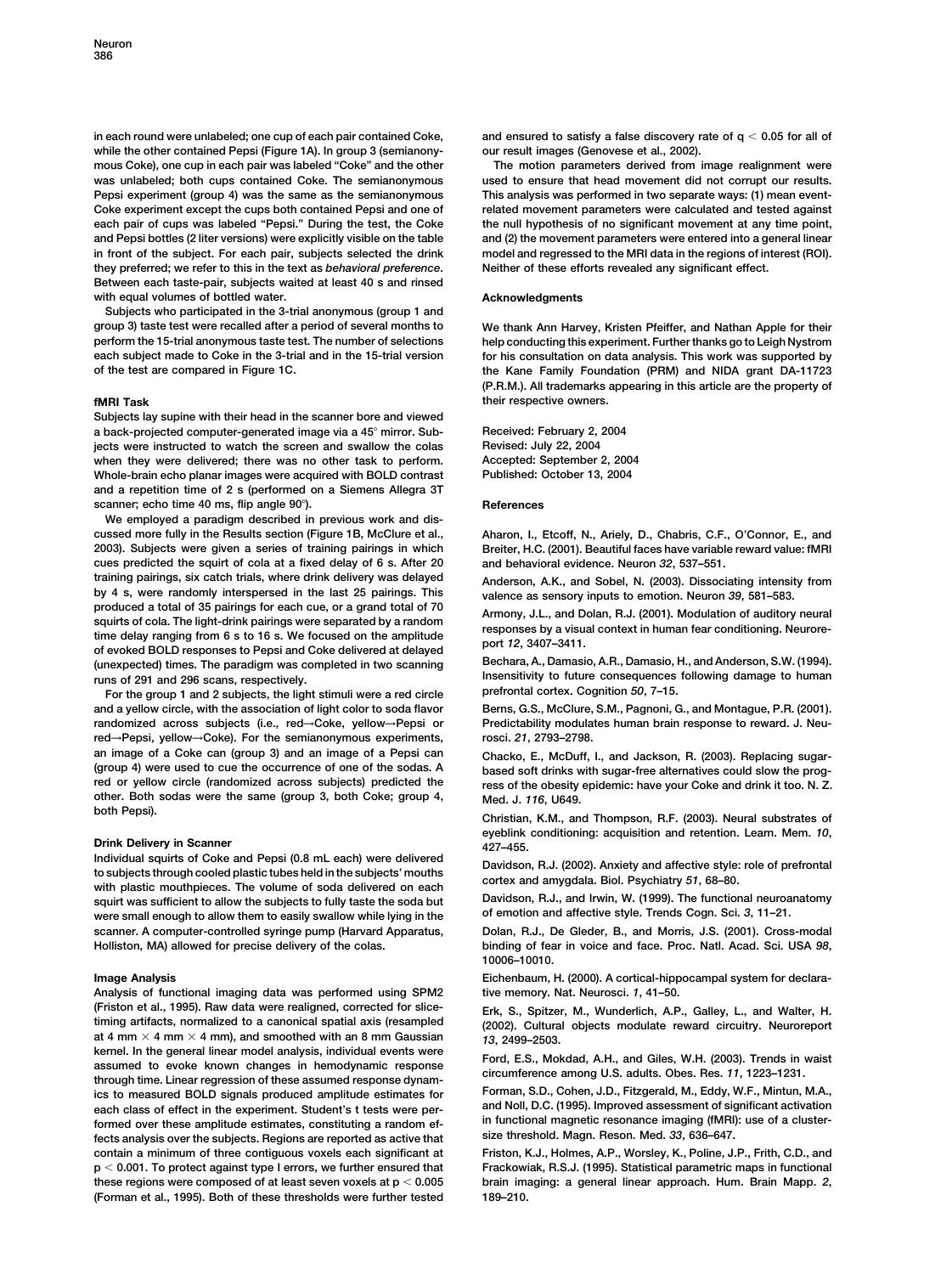in each round were unlabeled; one cup of each pair contained Coke, while the other contained Pepsi (Figure 1A). In group 3 (semianonymous Coke), one cup in each pair was labeled "Coke" and the other was unlabeled; both cups contained Coke. The semianonymous Pepsi experiment (group 4) was the same as the semianonymous Coke experiment except the cups both contained Pepsi and one of each pair of cups was labeled "Pepsi." During the test, the Coke and Pepsi bottles (2 liter versions) were explicitly visible on the table in front of the subject. For each pair, subjects selected the drink they preferred; we refer to this in the text as *behavioral preference*. Between each taste-pair, subjects waited at least 40 s and rinsed with equal volumes of bottled water.

Subjects who participated in the 3-trial anonymous (group 1 and group 3) taste test were recalled after a period of several months to perform the 15-trial anonymous taste test. The number of selections each subject made to Coke in the 3-trial and in the 15-trial version of the test are compared in Figure 1C.

### fMRI Task

Subjects lay supine with their head in the scanner bore and viewed a back-projected computer-generated image via a 45° mirror. Subjects were instructed to watch the screen and swallow the colas when they were delivered; there was no other task to perform. Whole-brain echo planar images were acquired with BOLD contrast and a repetition time of 2 s (performed on a Siemens Allegra 3T scanner; echo time 40 ms, flip angle 90°).

We employed a paradigm described in previous work and discussed more fully in the Results section (Figure 1B, McClure et al., 2003). Subjects were given a series of training pairings in which cues predicted the squirt of cola at a fixed delay of 6 s. After 20 training pairings, six catch trials, where drink delivery was delayed by 4 s, were randomly interspersed in the last 25 pairings. This produced a total of 35 pairings for each cue, or a grand total of 70 squirts of cola. The light-drink pairings were separated by a random time delay ranging from 6 s to 16 s. We focused on the amplitude of evoked BOLD responses to Pepsi and Coke delivered at delayed (unexpected) times. The paradigm was completed in two scanning runs of 291 and 296 scans, respectively.

For the group 1 and 2 subjects, the light stimuli were a red circle and a yellow circle, with the association of light color to soda flavor randomized across subjects (i.e., red→Coke, yellow→Pepsi or red→Pepsi, yellow→Coke). For the semianonymous experiments, an image of a Coke can (group 3) and an image of a Pepsi can (group 4) were used to cue the occurrence of one of the sodas. A red or yellow circle (randomized across subjects) predicted the other. Both sodas were the same (group 3, both Coke; group 4, both Pepsi).

### Drink Delivery in Scanner

Individual squirts of Coke and Pepsi (0.8 mL each) were delivered to subjects through cooled plastic tubes held in the subjects' mouths with plastic mouthpieces. The volume of soda delivered on each squirt was sufficient to allow the subjects to fully taste the soda but were small enough to allow them to easily swallow while lying in the scanner. A computer-controlled syringe pump (Harvard Apparatus, Holliston, MA) allowed for precise delivery of the colas.

### Image Analysis

Analysis of functional imaging data was performed using SPM2 (Friston et al., 1995). Raw data were realigned, corrected for slice-timing artifacts, normalized to a canonical spatial axis (resampled at 4 mm × 4 mm × 4 mm), and smoothed with an 8 mm Gaussian kernel. In the general linear model analysis, individual events were assumed to evoke known changes in hemodynamic response through time. Linear regression of these assumed response dynamics to measured BOLD signals produced amplitude estimates for each class of effect in the experiment. Student's t tests were performed over these amplitude estimates, constituting a random effects analysis over the subjects. Regions are reported as active that contain a minimum of three contiguous voxels each significant at $p < 0.001$. To protect against type I errors, we further ensured that these regions were composed of at least seven voxels at $p < 0.005$ (Forman et al., 1995). Both of these thresholds were further tested and ensured to satisfy a false discovery rate of $q < 0.05$ for all of our result images (Genovese et al., 2002).

The motion parameters derived from image realignment were used to ensure that head movement did not corrupt our results. This analysis was performed in two separate ways: (1) mean event-related movement parameters were calculated and tested against the null hypothesis of no significant movement at any time point, and (2) the movement parameters were entered into a general linear model and regressed to the MRI data in the regions of interest (ROI). Neither of these efforts revealed any significant effect.

## Acknowledgments

We thank Ann Harvey, Kristen Pfeiffer, and Nathan Apple for their help conducting this experiment. Further thanks go to Leigh Nystrom for his consultation on data analysis. This work was supported by the Kane Family Foundation (PRM) and NIDA grant DA-11723 (P.R.M.). All trademarks appearing in this article are the property of their respective owners.

Received: February 2, 2004
Revised: July 22, 2004
Accepted: September 2, 2004
Published: October 13, 2004

## References

Aharon, I., Etcoff, N., Ariely, D., Chabris, C.F., O'Connor, E., and Breiter, H.C. (2001). Beautiful faces have variable reward value: fMRI and behavioral evidence. Neuron *32*, 537–551.

Anderson, A.K., and Sobel, N. (2003). Dissociating intensity from valence as sensory inputs to emotion. Neuron *39*, 581–583.

Armony, J.L., and Dolan, R.J. (2001). Modulation of auditory neural responses by a visual context in human fear conditioning. Neuroreport *12*, 3407–3411.

Bechara, A., Damasio, A.R., Damasio, H., and Anderson, S.W. (1994). Insensitivity to future consequences following damage to human prefrontal cortex. Cognition *50*, 7–15.

Berns, G.S., McClure, S.M., Pagnoni, G., and Montague, P.R. (2001). Predictability modulates human brain response to reward. J. Neurosci. *21*, 2793–2798.

Chacko, E., McDuff, I., and Jackson, R. (2003). Replacing sugar-based soft drinks with sugar-free alternatives could slow the progress of the obesity epidemic: have your Coke and drink it too. N. Z. Med. J. *116*, U649.

Christian, K.M., and Thompson, R.F. (2003). Neural substrates of eyeblink conditioning: acquisition and retention. Learn. Mem. *10*, 427–455.

Davidson, R.J. (2002). Anxiety and affective style: role of prefrontal cortex and amygdala. Biol. Psychiatry *51*, 68–80.

Davidson, R.J., and Irwin, W. (1999). The functional neuroanatomy of emotion and affective style. Trends Cogn. Sci. *3*, 11–21.

Dolan, R.J., De Gleder, B., and Morris, J.S. (2001). Cross-modal binding of fear in voice and face. Proc. Natl. Acad. Sci. USA *98*, 10006–10010.

Eichenbaum, H. (2000). A cortical-hippocampal system for declarative memory. Nat. Neurosci. *1*, 41–50.

Erk, S., Spitzer, M., Wunderlich, A.P., Galley, L., and Walter, H. (2002). Cultural objects modulate reward circuitry. Neuroreport *13*, 2499–2503.

Ford, E.S., Mokdad, A.H., and Giles, W.H. (2003). Trends in waist circumference among U.S. adults. Obes. Res. *11*, 1223–1231.

Forman, S.D., Cohen, J.D., Fitzgerald, M., Eddy, W.F., Mintun, M.A., and Noll, D.C. (1995). Improved assessment of significant activation in functional magnetic resonance imaging (fMRI): use of a cluster-size threshold. Magn. Reson. Med. *33*, 636–647.

Friston, K.J., Holmes, A.P., Worsley, K., Poline, J.P., Frith, C.D., and Frackowiak, R.S.J. (1995). Statistical parametric maps in functional brain imaging: a general linear approach. Hum. Brain Mapp. *2*, 189–210.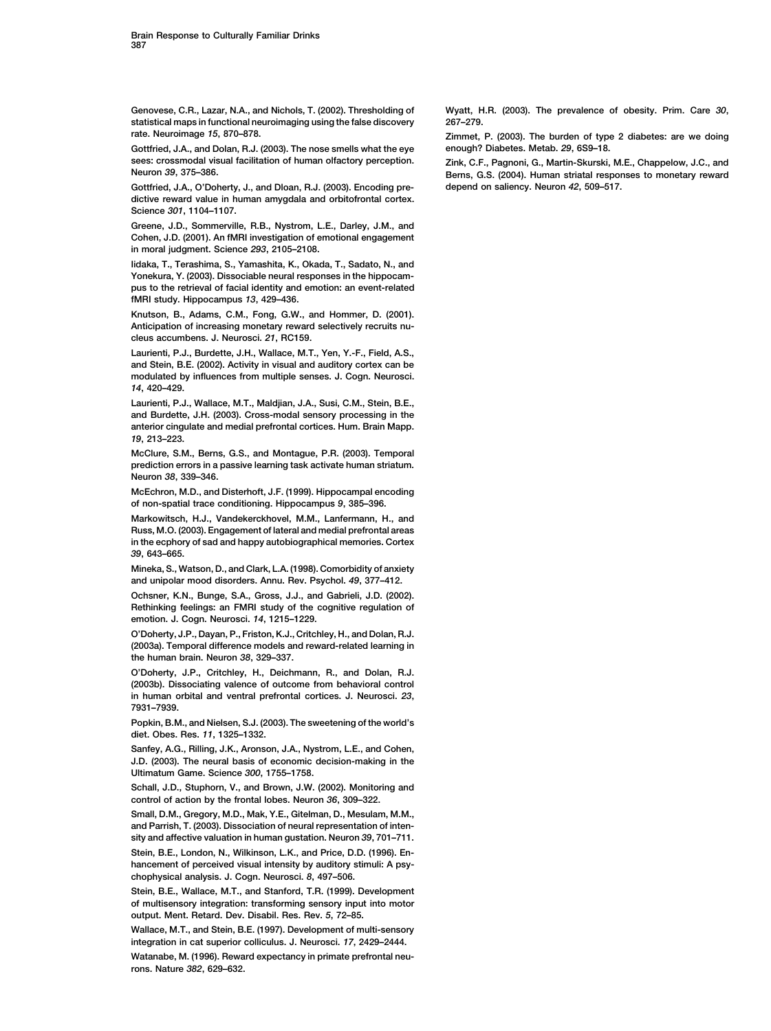Genovese, C.R., Lazar, N.A., and Nichols, T. (2002). Thresholding of statistical maps in functional neuroimaging using the false discovery rate. Neuroimage *15*, 870–878.

Gottfried, J.A., and Dolan, R.J. (2003). The nose smells what the eye sees: crossmodal visual facilitation of human olfactory perception. Neuron *39*, 375–386.

Gottfried, J.A., O'Doherty, J., and Dloan, R.J. (2003). Encoding predictive reward value in human amygdala and orbitofrontal cortex. Science *301*, 1104–1107.

Greene, J.D., Sommerville, R.B., Nystrom, L.E., Darley, J.M., and Cohen, J.D. (2001). An fMRI investigation of emotional engagement in moral judgment. Science *293*, 2105–2108.

Iidaka, T., Terashima, S., Yamashita, K., Okada, T., Sadato, N., and Yonekura, Y. (2003). Dissociable neural responses in the hippocampus to the retrieval of facial identity and emotion: an event-related fMRI study. Hippocampus *13*, 429–436.

Knutson, B., Adams, C.M., Fong, G.W., and Hommer, D. (2001). Anticipation of increasing monetary reward selectively recruits nucleus accumbens. J. Neurosci. *21*, RC159.

Laurienti, P.J., Burdette, J.H., Wallace, M.T., Yen, Y.-F., Field, A.S., and Stein, B.E. (2002). Activity in visual and auditory cortex can be modulated by influences from multiple senses. J. Cogn. Neurosci. *14*, 420–429.

Laurienti, P.J., Wallace, M.T., Maldjian, J.A., Susi, C.M., Stein, B.E., and Burdette, J.H. (2003). Cross-modal sensory processing in the anterior cingulate and medial prefrontal cortices. Hum. Brain Mapp. *19*, 213–223.

McClure, S.M., Berns, G.S., and Montague, P.R. (2003). Temporal prediction errors in a passive learning task activate human striatum. Neuron *38*, 339–346.

McEchron, M.D., and Disterhoft, J.F. (1999). Hippocampal encoding of non-spatial trace conditioning. Hippocampus *9*, 385–396.

Markowitsch, H.J., Vandekerckhovel, M.M., Lanfermann, H., and Russ, M.O. (2003). Engagement of lateral and medial prefrontal areas in the ecphory of sad and happy autobiographical memories. Cortex *39*, 643–665.

Mineka, S., Watson, D., and Clark, L.A. (1998). Comorbidity of anxiety and unipolar mood disorders. Annu. Rev. Psychol. *49*, 377–412.

Ochsner, K.N., Bunge, S.A., Gross, J.J., and Gabrieli, J.D. (2002). Rethinking feelings: an FMRI study of the cognitive regulation of emotion. J. Cogn. Neurosci. *14*, 1215–1229.

O'Doherty, J.P., Dayan, P., Friston, K.J., Critchley, H., and Dolan, R.J. (2003a). Temporal difference models and reward-related learning in the human brain. Neuron *38*, 329–337.

O'Doherty, J.P., Critchley, H., Deichmann, R., and Dolan, R.J. (2003b). Dissociating valence of outcome from behavioral control in human orbital and ventral prefrontal cortices. J. Neurosci. *23*, 7931–7939.

Popkin, B.M., and Nielsen, S.J. (2003). The sweetening of the world's diet. Obes. Res. *11*, 1325–1332.

Sanfey, A.G., Rilling, J.K., Aronson, J.A., Nystrom, L.E., and Cohen, J.D. (2003). The neural basis of economic decision-making in the Ultimatum Game. Science *300*, 1755–1758.

Schall, J.D., Stuphorn, V., and Brown, J.W. (2002). Monitoring and control of action by the frontal lobes. Neuron *36*, 309–322.

Small, D.M., Gregory, M.D., Mak, Y.E., Gitelman, D., Mesulam, M.M., and Parrish, T. (2003). Dissociation of neural representation of intensity and affective valuation in human gustation. Neuron *39*, 701–711.

Stein, B.E., London, N., Wilkinson, L.K., and Price, D.D. (1996). Enhancement of perceived visual intensity by auditory stimuli: A psychophysical analysis. J. Cogn. Neurosci. *8*, 497–506.

Stein, B.E., Wallace, M.T., and Stanford, T.R. (1999). Development of multisensory integration: transforming sensory input into motor output. Ment. Retard. Dev. Disabil. Res. Rev. *5*, 72–85.

Wallace, M.T., and Stein, B.E. (1997). Development of multi-sensory integration in cat superior colliculus. J. Neurosci. *17*, 2429–2444.

Watanabe, M. (1996). Reward expectancy in primate prefrontal neurons. Nature *382*, 629–632.

Wyatt, H.R. (2003). The prevalence of obesity. Prim. Care *30*, 267–279.

Zimmet, P. (2003). The burden of type 2 diabetes: are we doing enough? Diabetes. Metab. *29*, 6S9–18.

Zink, C.F., Pagnoni, G., Martin-Skurski, M.E., Chappelow, J.C., and Berns, G.S. (2004). Human striatal responses to monetary reward depend on saliency. Neuron *42*, 509–517.